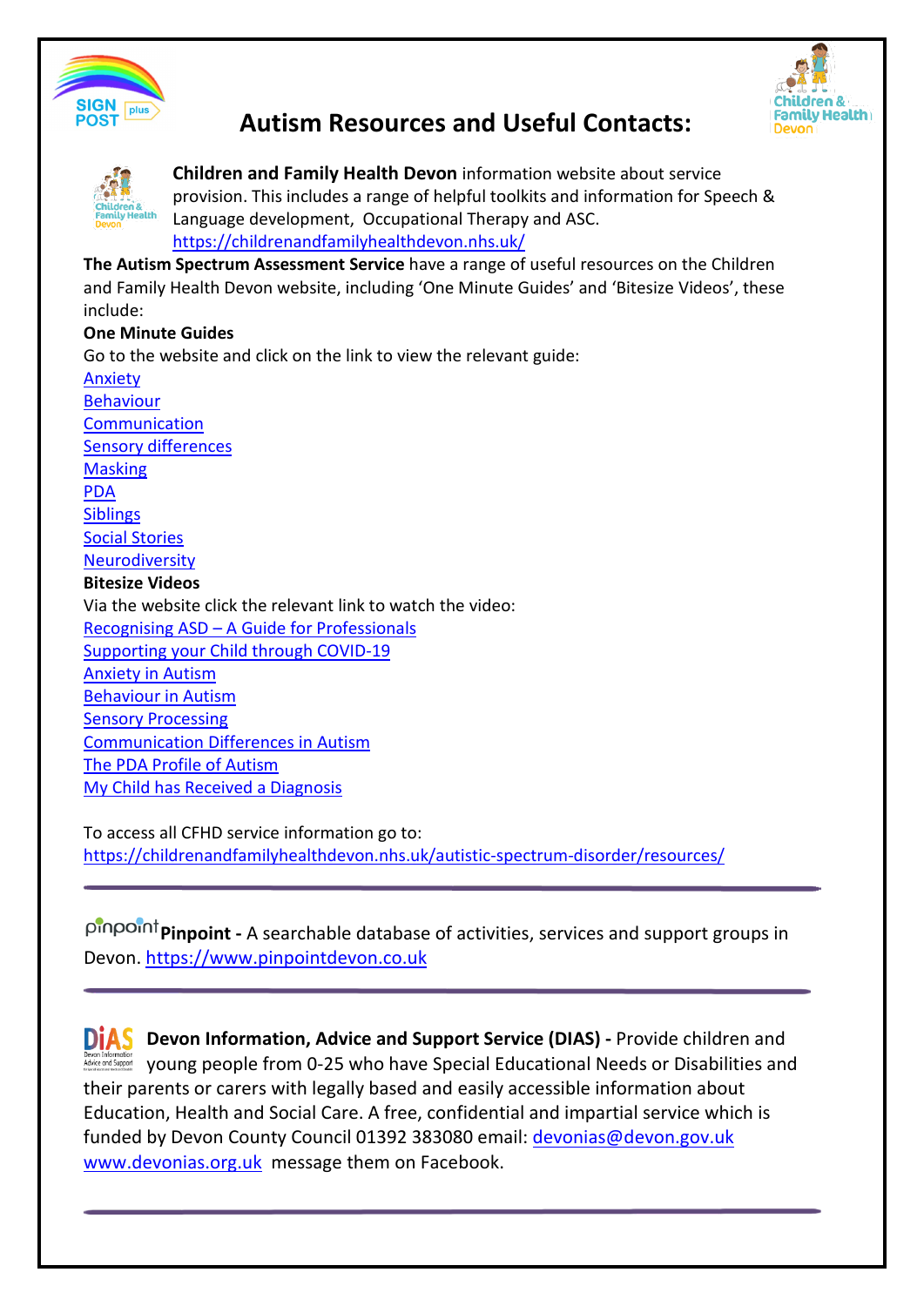# Autism Resources and Useful Contacts:

**Children and Family Health Devon** information website about service provision. This includes a range of helpful toolkits and information for Speech & Language development, Occupational Therapy and ASC.
https://childrenandfamilyhealthdevon.nhs.uk/

**The Autism Spectrum Assessment Service** have a range of useful resources on the Children and Family Health Devon website, including 'One Minute Guides' and 'Bitesize Videos', these include:

**One Minute Guides**

Go to the website and click on the link to view the relevant guide:

Anxiety
Behaviour
Communication
Sensory differences
Masking
PDA
Siblings
Social Stories
Neurodiversity

**Bitesize Videos**

Via the website click the relevant link to watch the video:

Recognising ASD – A Guide for Professionals
Supporting your Child through COVID-19
Anxiety in Autism
Behaviour in Autism
Sensory Processing
Communication Differences in Autism
The PDA Profile of Autism
My Child has Received a Diagnosis

To access all CFHD service information go to:
https://childrenandfamilyhealthdevon.nhs.uk/autistic-spectrum-disorder/resources/

---

**Pinpoint -** A searchable database of activities, services and support groups in Devon. https://www.pinpointdevon.co.uk

---

**Devon Information, Advice and Support Service (DIAS) -** Provide children and young people from 0-25 who have Special Educational Needs or Disabilities and their parents or carers with legally based and easily accessible information about Education, Health and Social Care. A free, confidential and impartial service which is funded by Devon County Council 01392 383080 email: devonias@devon.gov.uk www.devonias.org.uk message them on Facebook.

---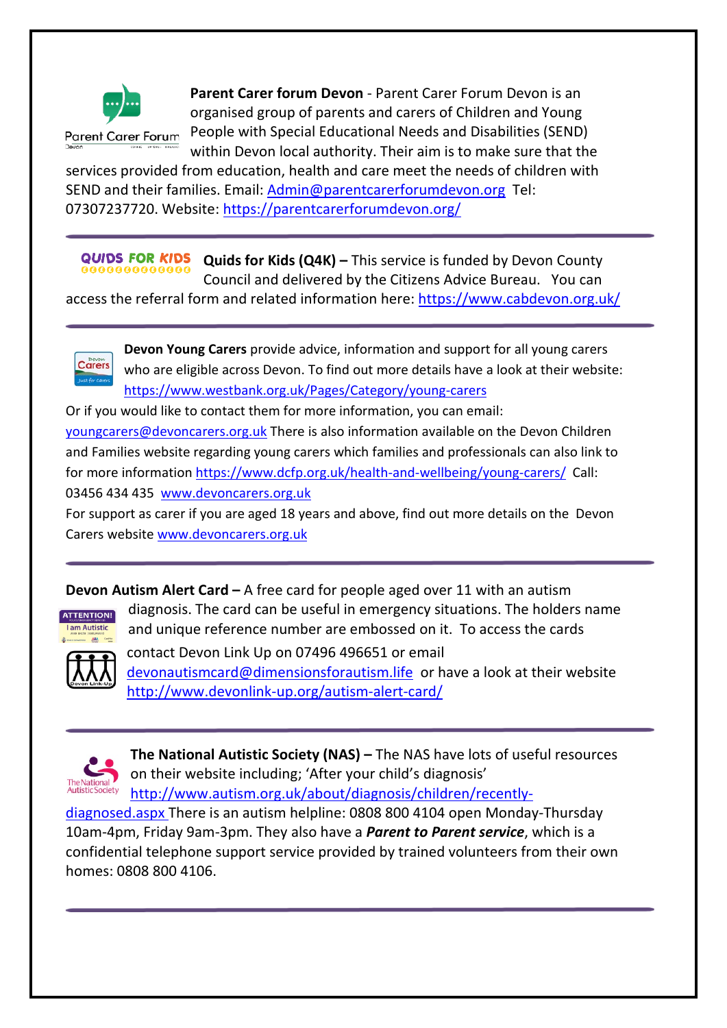**Parent Carer forum Devon** - Parent Carer Forum Devon is an organised group of parents and carers of Children and Young People with Special Educational Needs and Disabilities (SEND) within Devon local authority. Their aim is to make sure that the services provided from education, health and care meet the needs of children with SEND and their families. Email: Admin@parentcarerforumdevon.org Tel: 07307237720. Website: https://parentcarerforumdevon.org/

---

**Quids for Kids (Q4K) –** This service is funded by Devon County Council and delivered by the Citizens Advice Bureau. You can access the referral form and related information here: https://www.cabdevon.org.uk/

---

**Devon Young Carers** provide advice, information and support for all young carers who are eligible across Devon. To find out more details have a look at their website: https://www.westbank.org.uk/Pages/Category/young-carers

Or if you would like to contact them for more information, you can email: youngcarers@devoncarers.org.uk There is also information available on the Devon Children and Families website regarding young carers which families and professionals can also link to for more information https://www.dcfp.org.uk/health-and-wellbeing/young-carers/ Call: 03456 434 435 www.devoncarers.org.uk

For support as carer if you are aged 18 years and above, find out more details on the Devon Carers website www.devoncarers.org.uk

---

**Devon Autism Alert Card –** A free card for people aged over 11 with an autism diagnosis. The card can be useful in emergency situations. The holders name and unique reference number are embossed on it. To access the cards contact Devon Link Up on 07496 496651 or email devonautismcard@dimensionsforautism.life or have a look at their website http://www.devonlink-up.org/autism-alert-card/

---

**The National Autistic Society (NAS) –** The NAS have lots of useful resources on their website including; 'After your child's diagnosis' http://www.autism.org.uk/about/diagnosis/children/recently-diagnosed.aspx There is an autism helpline: 0808 800 4104 open Monday-Thursday 10am-4pm, Friday 9am-3pm. They also have a ***Parent to Parent service***, which is a confidential telephone support service provided by trained volunteers from their own homes: 0808 800 4106.

---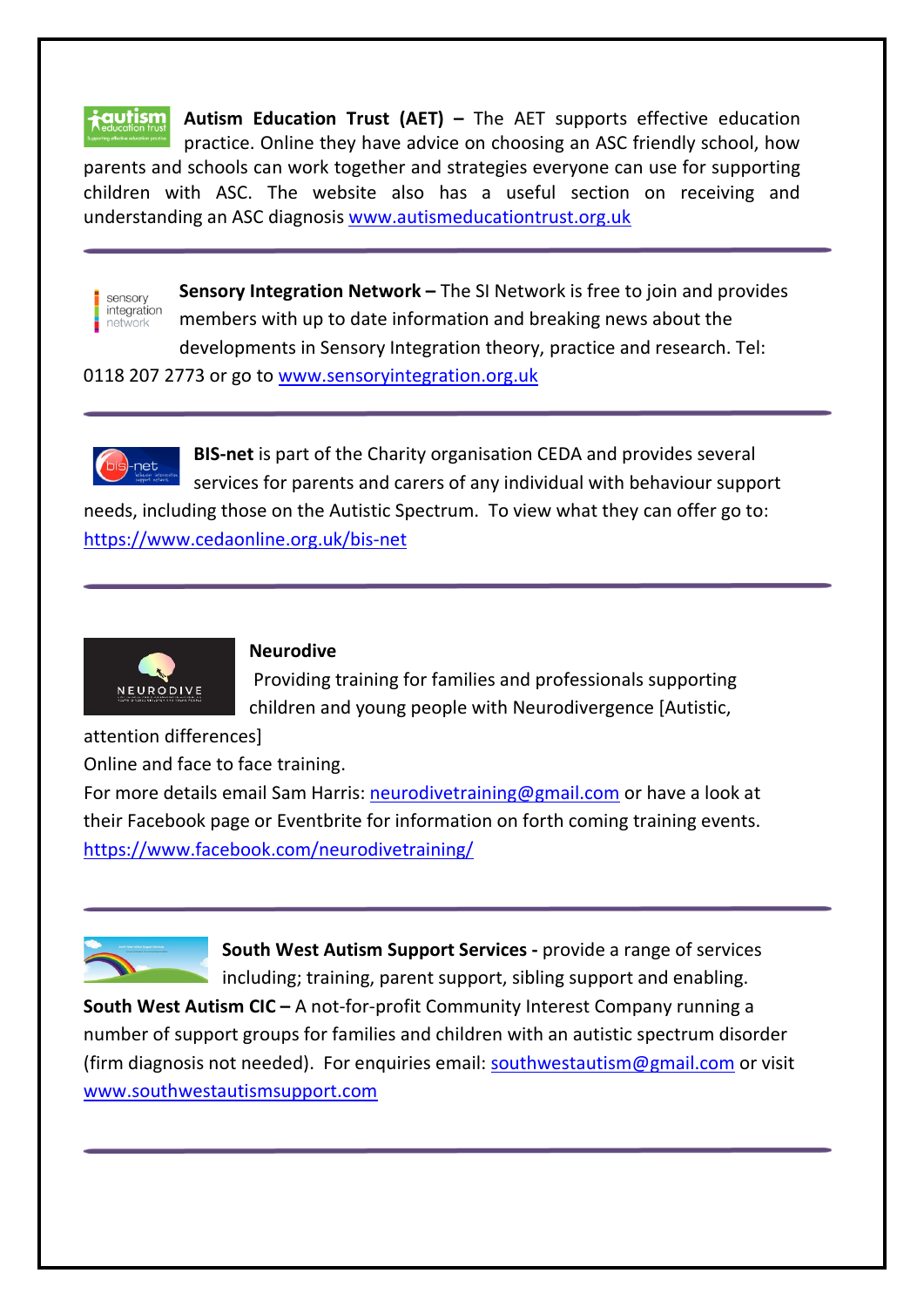**Autism Education Trust (AET) –** The AET supports effective education practice. Online they have advice on choosing an ASC friendly school, how parents and schools can work together and strategies everyone can use for supporting children with ASC. The website also has a useful section on receiving and understanding an ASC diagnosis www.autismeducationtrust.org.uk

---

**Sensory Integration Network –** The SI Network is free to join and provides members with up to date information and breaking news about the developments in Sensory Integration theory, practice and research. Tel: 0118 207 2773 or go to www.sensoryintegration.org.uk

---

**BIS-net** is part of the Charity organisation CEDA and provides several services for parents and carers of any individual with behaviour support needs, including those on the Autistic Spectrum. To view what they can offer go to: https://www.cedaonline.org.uk/bis-net

---

**Neurodive**

Providing training for families and professionals supporting children and young people with Neurodivergence [Autistic, attention differences]

Online and face to face training.

For more details email Sam Harris: neurodivetraining@gmail.com or have a look at their Facebook page or Eventbrite for information on forth coming training events.
https://www.facebook.com/neurodivetraining/

---

**South West Autism Support Services -** provide a range of services including; training, parent support, sibling support and enabling.

**South West Autism CIC –** A not-for-profit Community Interest Company running a number of support groups for families and children with an autistic spectrum disorder (firm diagnosis not needed). For enquiries email: southwestautism@gmail.com or visit www.southwestautismsupport.com

---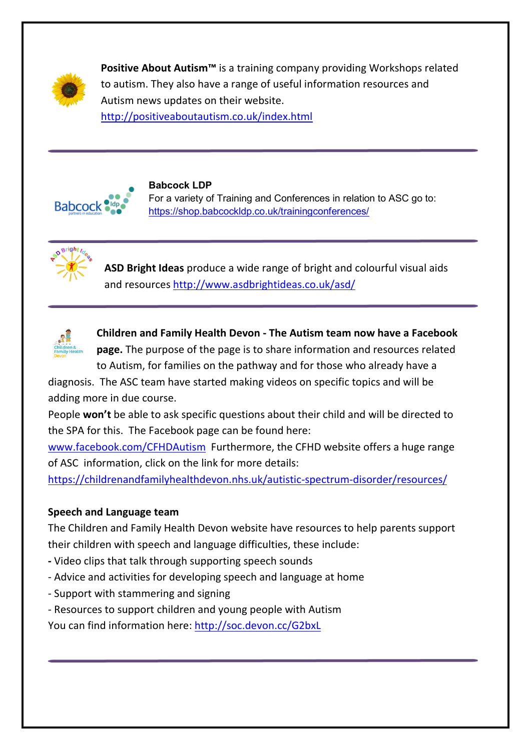**Positive About Autism™** is a training company providing Workshops related to autism. They also have a range of useful information resources and Autism news updates on their website.
http://positiveaboutautism.co.uk/index.html

---

**Babcock LDP**
For a variety of Training and Conferences in relation to ASC go to:
https://shop.babcockldp.co.uk/trainingconferences/

---

**ASD Bright Ideas** produce a wide range of bright and colourful visual aids and resources http://www.asdbrightideas.co.uk/asd/

---

**Children and Family Health Devon - The Autism team now have a Facebook page.** The purpose of the page is to share information and resources related to Autism, for families on the pathway and for those who already have a diagnosis. The ASC team have started making videos on specific topics and will be adding more in due course.
People **won't** be able to ask specific questions about their child and will be directed to the SPA for this. The Facebook page can be found here:
www.facebook.com/CFHDAutism Furthermore, the CFHD website offers a huge range of ASC information, click on the link for more details:
https://childrenandfamilyhealthdevon.nhs.uk/autistic-spectrum-disorder/resources/

**Speech and Language team**

The Children and Family Health Devon website have resources to help parents support their children with speech and language difficulties, these include:

- Video clips that talk through supporting speech sounds
- Advice and activities for developing speech and language at home
- Support with stammering and signing
- Resources to support children and young people with Autism

You can find information here: http://soc.devon.cc/G2bxL

---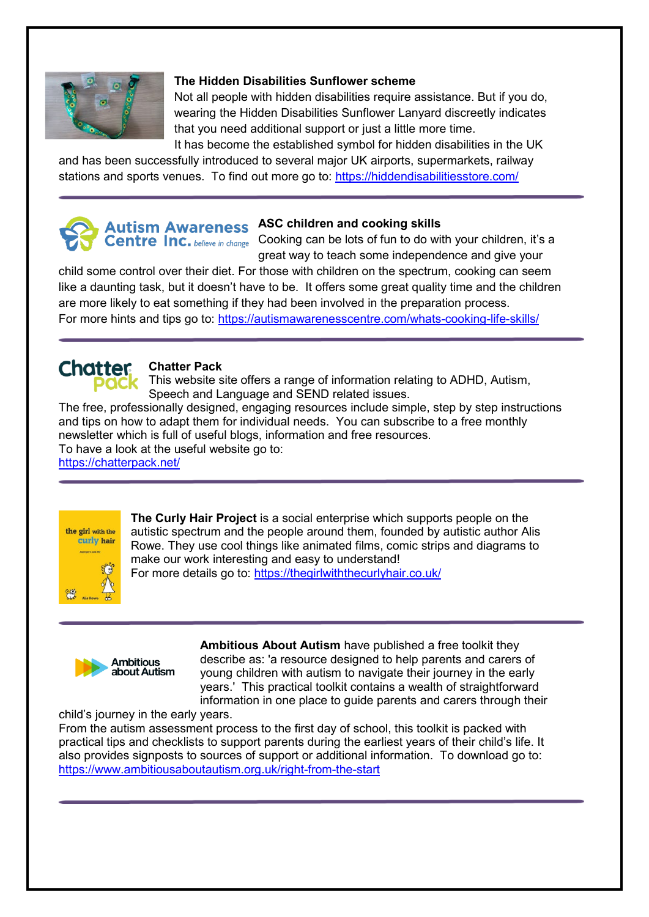### The Hidden Disabilities Sunflower scheme

Not all people with hidden disabilities require assistance. But if you do, wearing the Hidden Disabilities Sunflower Lanyard discreetly indicates that you need additional support or just a little more time.
It has become the established symbol for hidden disabilities in the UK and has been successfully introduced to several major UK airports, supermarkets, railway stations and sports venues. To find out more go to: https://hiddendisabilitiesstore.com/

---

### ASC children and cooking skills

Cooking can be lots of fun to do with your children, it's a great way to teach some independence and give your child some control over their diet. For those with children on the spectrum, cooking can seem like a daunting task, but it doesn't have to be. It offers some great quality time and the children are more likely to eat something if they had been involved in the preparation process.
For more hints and tips go to: https://autismawarenesscentre.com/whats-cooking-life-skills/

---

### Chatter Pack

This website site offers a range of information relating to ADHD, Autism, Speech and Language and SEND related issues.
The free, professionally designed, engaging resources include simple, step by step instructions and tips on how to adapt them for individual needs. You can subscribe to a free monthly newsletter which is full of useful blogs, information and free resources.
To have a look at the useful website go to:
https://chatterpack.net/

---

**The Curly Hair Project** is a social enterprise which supports people on the autistic spectrum and the people around them, founded by autistic author Alis Rowe. They use cool things like animated films, comic strips and diagrams to make our work interesting and easy to understand!
For more details go to: https://thegirlwiththecurlyhair.co.uk/

---

**Ambitious About Autism** have published a free toolkit they describe as: 'a resource designed to help parents and carers of young children with autism to navigate their journey in the early years.' This practical toolkit contains a wealth of straightforward information in one place to guide parents and carers through their child's journey in the early years.
From the autism assessment process to the first day of school, this toolkit is packed with practical tips and checklists to support parents during the earliest years of their child's life. It also provides signposts to sources of support or additional information. To download go to: https://www.ambitiousaboutautism.org.uk/right-from-the-start

---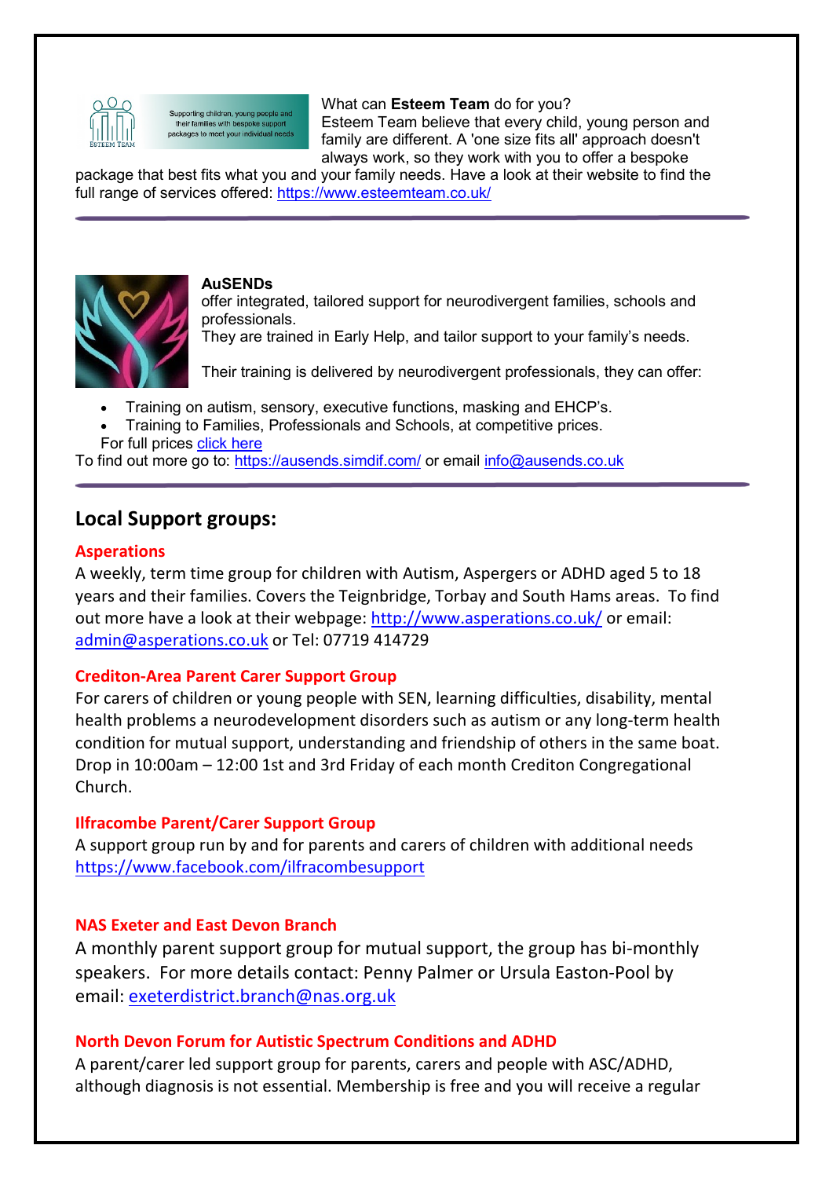What can **Esteem Team** do for you?
Esteem Team believe that every child, young person and family are different. A 'one size fits all' approach doesn't always work, so they work with you to offer a bespoke package that best fits what you and your family needs. Have a look at their website to find the full range of services offered: https://www.esteemteam.co.uk/

---

**AuSENDs**
offer integrated, tailored support for neurodivergent families, schools and professionals.
They are trained in Early Help, and tailor support to your family's needs.

Their training is delivered by neurodivergent professionals, they can offer:

- Training on autism, sensory, executive functions, masking and EHCP's.
- Training to Families, Professionals and Schools, at competitive prices.

For full prices click here
To find out more go to: https://ausends.simdif.com/ or email info@ausends.co.uk

---

## Local Support groups:

### Asperations

A weekly, term time group for children with Autism, Aspergers or ADHD aged 5 to 18 years and their families. Covers the Teignbridge, Torbay and South Hams areas. To find out more have a look at their webpage: http://www.asperations.co.uk/ or email: admin@asperations.co.uk or Tel: 07719 414729

### Crediton-Area Parent Carer Support Group

For carers of children or young people with SEN, learning difficulties, disability, mental health problems a neurodevelopment disorders such as autism or any long-term health condition for mutual support, understanding and friendship of others in the same boat. Drop in 10:00am – 12:00 1st and 3rd Friday of each month Crediton Congregational Church.

### Ilfracombe Parent/Carer Support Group

A support group run by and for parents and carers of children with additional needs
https://www.facebook.com/ilfracombesupport

### NAS Exeter and East Devon Branch

A monthly parent support group for mutual support, the group has bi-monthly speakers. For more details contact: Penny Palmer or Ursula Easton-Pool by email: exeterdistrict.branch@nas.org.uk

### North Devon Forum for Autistic Spectrum Conditions and ADHD

A parent/carer led support group for parents, carers and people with ASC/ADHD, although diagnosis is not essential. Membership is free and you will receive a regular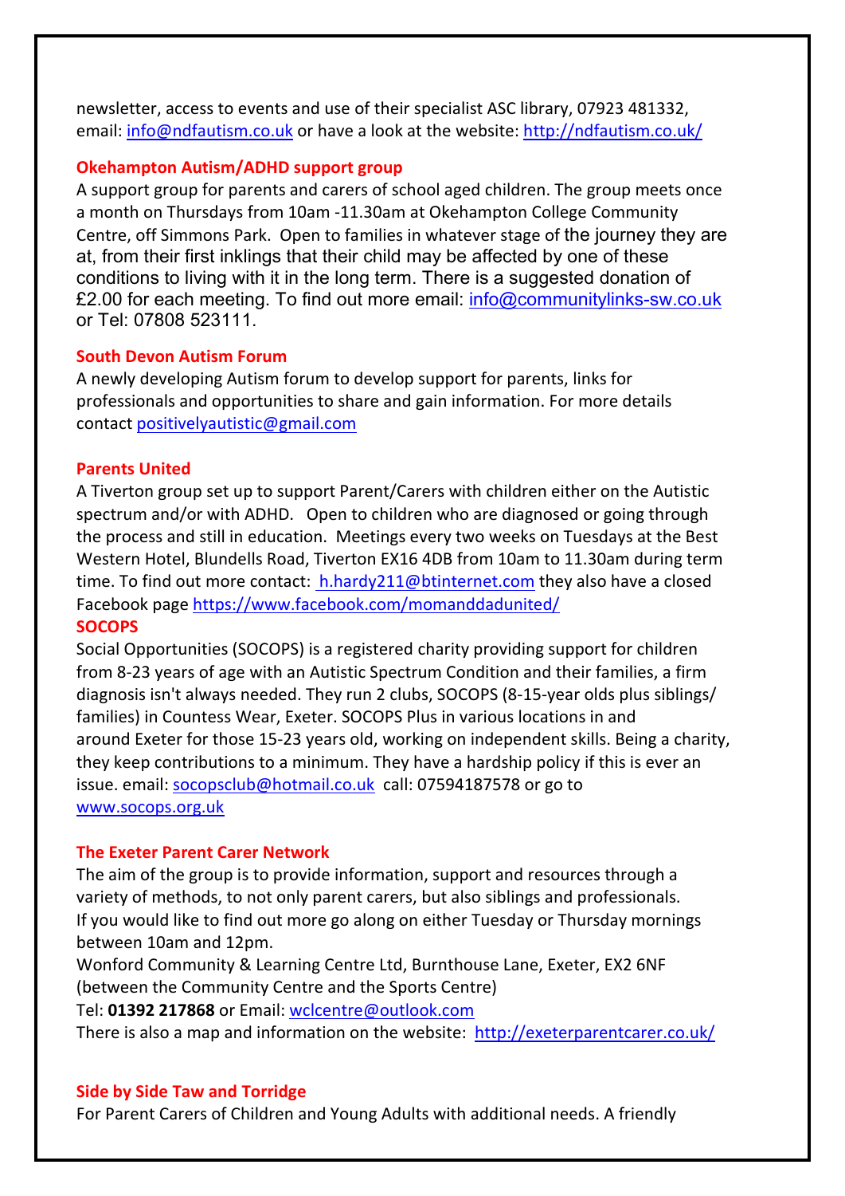newsletter, access to events and use of their specialist ASC library, 07923 481332, email: info@ndfautism.co.uk or have a look at the website: http://ndfautism.co.uk/

### Okehampton Autism/ADHD support group

A support group for parents and carers of school aged children. The group meets once a month on Thursdays from 10am -11.30am at Okehampton College Community Centre, off Simmons Park. Open to families in whatever stage of the journey they are at, from their first inklings that their child may be affected by one of these conditions to living with it in the long term. There is a suggested donation of £2.00 for each meeting. To find out more email: info@communitylinks-sw.co.uk or Tel: 07808 523111.

### South Devon Autism Forum

A newly developing Autism forum to develop support for parents, links for professionals and opportunities to share and gain information. For more details contact positivelyautistic@gmail.com

### Parents United

A Tiverton group set up to support Parent/Carers with children either on the Autistic spectrum and/or with ADHD. Open to children who are diagnosed or going through the process and still in education. Meetings every two weeks on Tuesdays at the Best Western Hotel, Blundells Road, Tiverton EX16 4DB from 10am to 11.30am during term time. To find out more contact: h.hardy211@btinternet.com they also have a closed Facebook page https://www.facebook.com/momanddadunited/

### SOCOPS

Social Opportunities (SOCOPS) is a registered charity providing support for children from 8-23 years of age with an Autistic Spectrum Condition and their families, a firm diagnosis isn't always needed. They run 2 clubs, SOCOPS (8-15-year olds plus siblings/ families) in Countess Wear, Exeter. SOCOPS Plus in various locations in and around Exeter for those 15-23 years old, working on independent skills. Being a charity, they keep contributions to a minimum. They have a hardship policy if this is ever an issue. email: socopsclub@hotmail.co.uk call: 07594187578 or go to www.socops.org.uk

### The Exeter Parent Carer Network

The aim of the group is to provide information, support and resources through a variety of methods, to not only parent carers, but also siblings and professionals. If you would like to find out more go along on either Tuesday or Thursday mornings between 10am and 12pm.

Wonford Community & Learning Centre Ltd, Burnthouse Lane, Exeter, EX2 6NF (between the Community Centre and the Sports Centre)

Tel: **01392 217868** or Email: wclcentre@outlook.com

There is also a map and information on the website: http://exeterparentcarer.co.uk/

### Side by Side Taw and Torridge

For Parent Carers of Children and Young Adults with additional needs. A friendly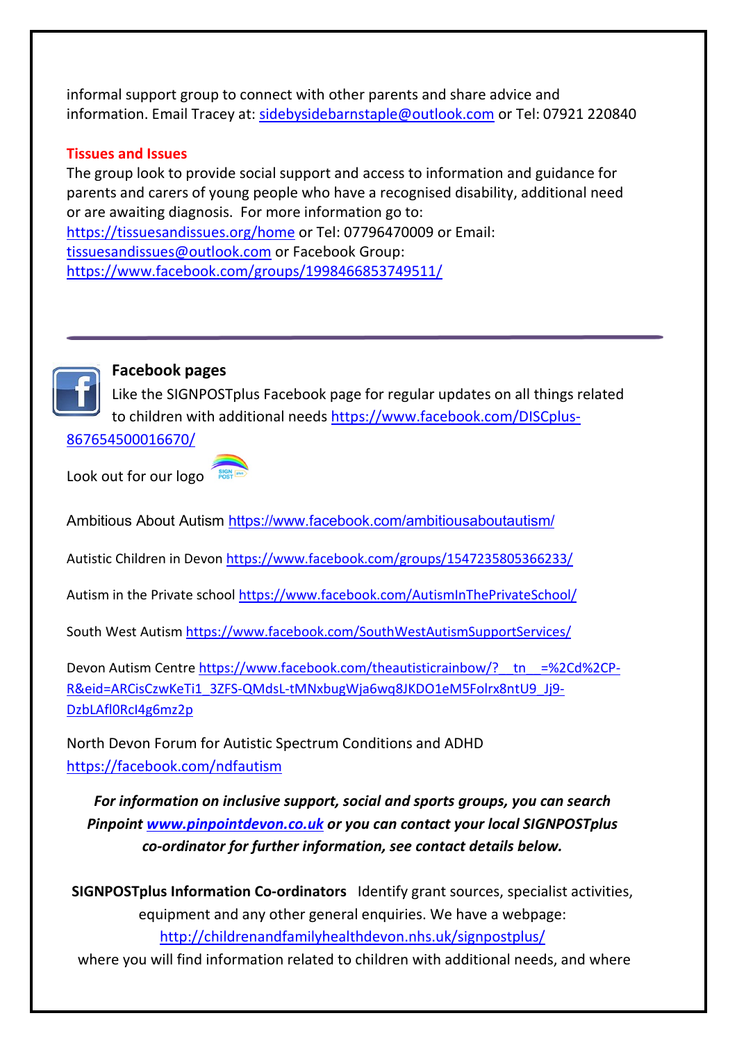informal support group to connect with other parents and share advice and information. Email Tracey at: sidebysidebarnstaple@outlook.com or Tel: 07921 220840

**Tissues and Issues**

The group look to provide social support and access to information and guidance for parents and carers of young people who have a recognised disability, additional need or are awaiting diagnosis. For more information go to: https://tissuesandissues.org/home or Tel: 07796470009 or Email: tissuesandissues@outlook.com or Facebook Group: https://www.facebook.com/groups/1998466853749511/

---

## Facebook pages

Like the SIGNPOSTplus Facebook page for regular updates on all things related to children with additional needs https://www.facebook.com/DISCplus-867654500016670/

Look out for our logo

Ambitious About Autism https://www.facebook.com/ambitiousaboutautism/

Autistic Children in Devon https://www.facebook.com/groups/1547235805366233/

Autism in the Private school https://www.facebook.com/AutismInThePrivateSchool/

South West Autism https://www.facebook.com/SouthWestAutismSupportServices/

Devon Autism Centre https://www.facebook.com/theautisticrainbow/?__tn__=%2Cd%2CP-R&eid=ARCisCzwKeTi1_3ZFS-QMdsL-tMNxbugWja6wq8JKDO1eM5Folrx8ntU9_Jj9-DzbLAfl0RcI4g6mz2p

North Devon Forum for Autistic Spectrum Conditions and ADHD https://facebook.com/ndfautism

***For information on inclusive support, social and sports groups, you can search Pinpoint www.pinpointdevon.co.uk or you can contact your local SIGNPOSTplus co-ordinator for further information, see contact details below.***

**SIGNPOSTplus Information Co-ordinators** Identify grant sources, specialist activities, equipment and any other general enquiries. We have a webpage: http://childrenandfamilyhealthdevon.nhs.uk/signpostplus/ where you will find information related to children with additional needs, and where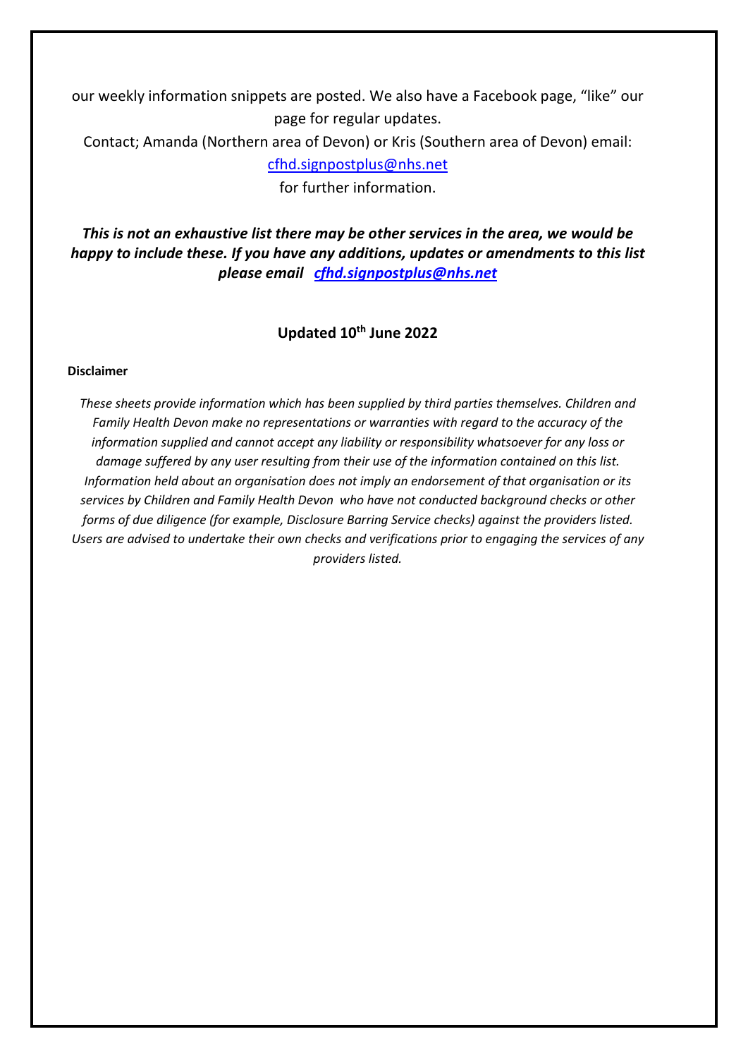our weekly information snippets are posted. We also have a Facebook page, "like" our page for regular updates.

Contact; Amanda (Northern area of Devon) or Kris (Southern area of Devon) email:

cfhd.signpostplus@nhs.net

for further information.

***This is not an exhaustive list there may be other services in the area, we would be happy to include these. If you have any additions, updates or amendments to this list please email cfhd.signpostplus@nhs.net***

**Updated 10th June 2022**

**Disclaimer**

*These sheets provide information which has been supplied by third parties themselves. Children and Family Health Devon make no representations or warranties with regard to the accuracy of the information supplied and cannot accept any liability or responsibility whatsoever for any loss or damage suffered by any user resulting from their use of the information contained on this list. Information held about an organisation does not imply an endorsement of that organisation or its services by Children and Family Health Devon who have not conducted background checks or other forms of due diligence (for example, Disclosure Barring Service checks) against the providers listed. Users are advised to undertake their own checks and verifications prior to engaging the services of any providers listed.*